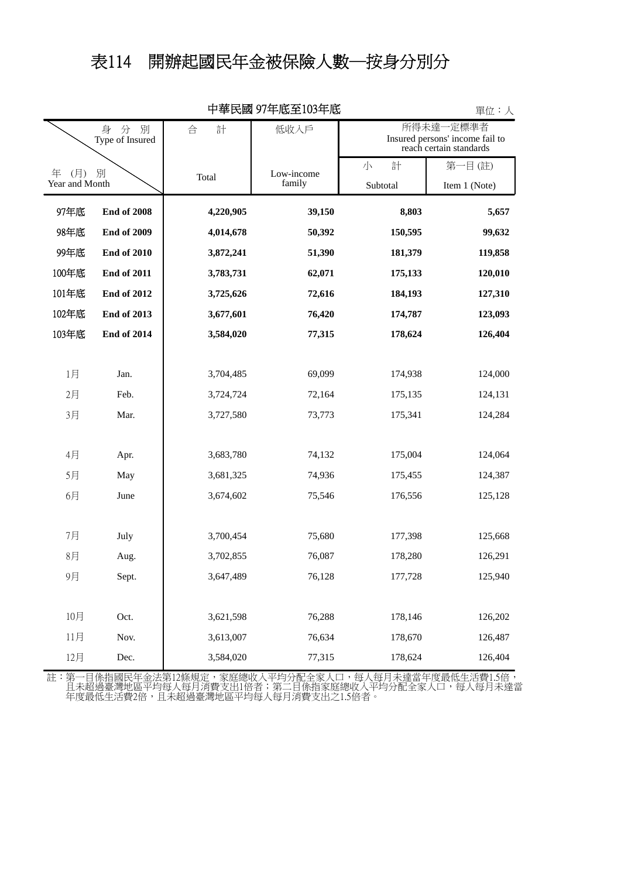# 表114 開辦起國民年金被保險人數─按身分別分

中華民國 97年底至103年底

單位：人

| 年 (月) 別 Year and Month | | 合 計 Total | 低收入戶 Low-income family | 所得未達一定標準者 Insured persons' income fail to reach certain standards | |
|---|---|---|---|---|---|
| 身 分 別 Type of Insured | | | | 小 計 Subtotal | 第一目 (註) Item 1 (Note) |
| 97年底 | **End of 2008** | **4,220,905** | **39,150** | **8,803** | **5,657** |
| 98年底 | **End of 2009** | **4,014,678** | **50,392** | **150,595** | **99,632** |
| 99年底 | **End of 2010** | **3,872,241** | **51,390** | **181,379** | **119,858** |
| 100年底 | **End of 2011** | **3,783,731** | **62,071** | **175,133** | **120,010** |
| 101年底 | **End of 2012** | **3,725,626** | **72,616** | **184,193** | **127,310** |
| 102年底 | **End of 2013** | **3,677,601** | **76,420** | **174,787** | **123,093** |
| 103年底 | **End of 2014** | **3,584,020** | **77,315** | **178,624** | **126,404** |
| 1月 | Jan. | 3,704,485 | 69,099 | 174,938 | 124,000 |
| 2月 | Feb. | 3,724,724 | 72,164 | 175,135 | 124,131 |
| 3月 | Mar. | 3,727,580 | 73,773 | 175,341 | 124,284 |
| 4月 | Apr. | 3,683,780 | 74,132 | 175,004 | 124,064 |
| 5月 | May | 3,681,325 | 74,936 | 175,455 | 124,387 |
| 6月 | June | 3,674,602 | 75,546 | 176,556 | 125,128 |
| 7月 | July | 3,700,454 | 75,680 | 177,398 | 125,668 |
| 8月 | Aug. | 3,702,855 | 76,087 | 178,280 | 126,291 |
| 9月 | Sept. | 3,647,489 | 76,128 | 177,728 | 125,940 |
| 10月 | Oct. | 3,621,598 | 76,288 | 178,146 | 126,202 |
| 11月 | Nov. | 3,613,007 | 76,634 | 178,670 | 126,487 |
| 12月 | Dec. | 3,584,020 | 77,315 | 178,624 | 126,404 |

註：第一目係指國民年金法第12條規定，家庭總收入平均分配全家人口，每人每月未達當年度最低生活費1.5倍，且未超過臺灣地區平均每人每月消費支出1倍者；第二目係指家庭總收入平均分配全家人口，每人每月未達當年度最低生活費2倍，且未超過臺灣地區平均每人每月消費支出之1.5倍者。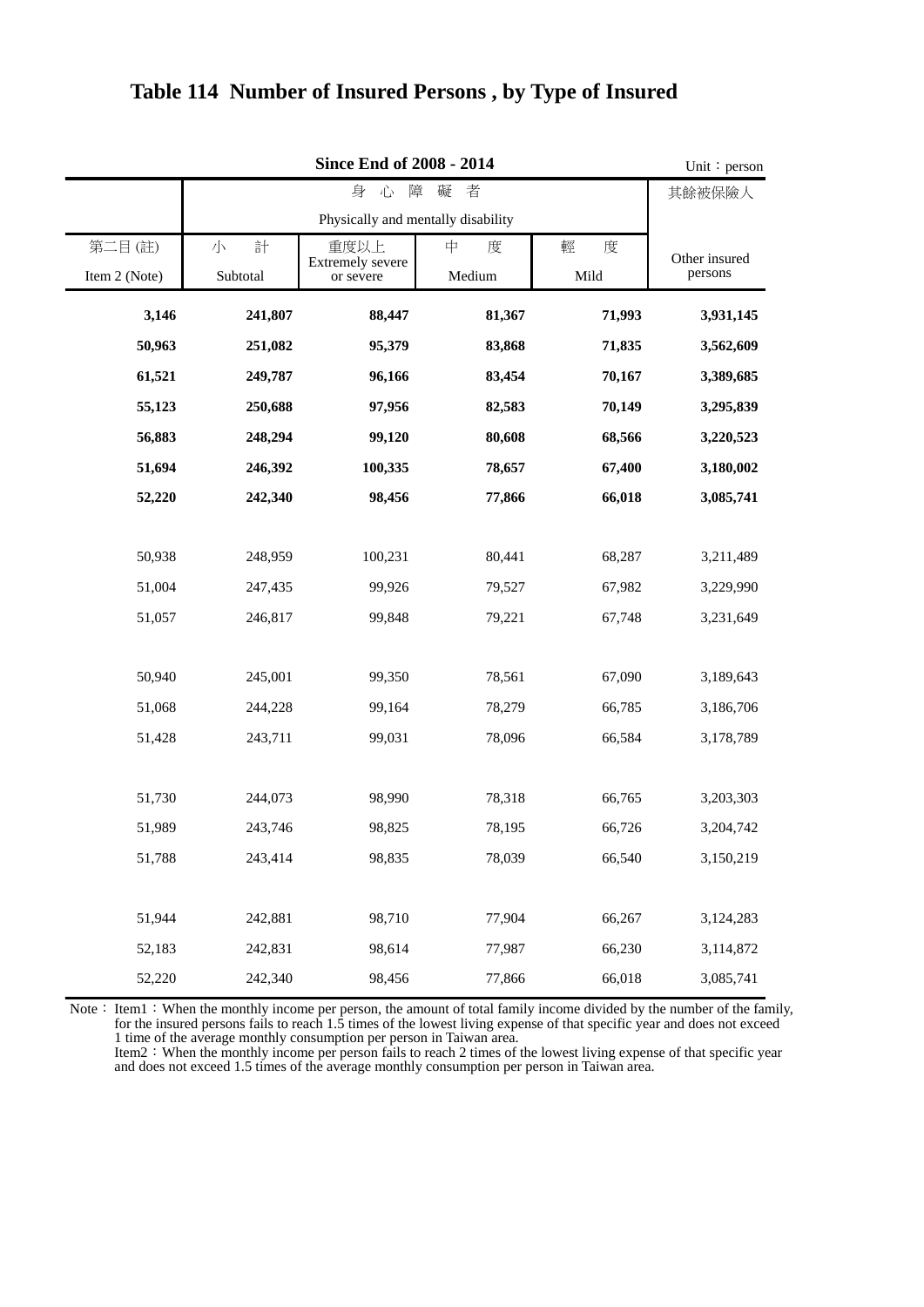# Table 114 Number of Insured Persons , by Type of Insured

Since End of 2008 - 2014

Unit：person

| 第二目 (註) Item 2 (Note) | 身　心　障　礙　者 Physically and mentally disability 小　計 Subtotal | 重度以上 Extremely severe or severe | 中　度 Medium | 輕　度 Mild | 其餘被保險人 Other insured persons |
|---|---|---|---|---|---|
| **3,146** | **241,807** | **88,447** | **81,367** | **71,993** | **3,931,145** |
| **50,963** | **251,082** | **95,379** | **83,868** | **71,835** | **3,562,609** |
| **61,521** | **249,787** | **96,166** | **83,454** | **70,167** | **3,389,685** |
| **55,123** | **250,688** | **97,956** | **82,583** | **70,149** | **3,295,839** |
| **56,883** | **248,294** | **99,120** | **80,608** | **68,566** | **3,220,523** |
| **51,694** | **246,392** | **100,335** | **78,657** | **67,400** | **3,180,002** |
| **52,220** | **242,340** | **98,456** | **77,866** | **66,018** | **3,085,741** |
| | | | | | |
| 50,938 | 248,959 | 100,231 | 80,441 | 68,287 | 3,211,489 |
| 51,004 | 247,435 | 99,926 | 79,527 | 67,982 | 3,229,990 |
| 51,057 | 246,817 | 99,848 | 79,221 | 67,748 | 3,231,649 |
| | | | | | |
| 50,940 | 245,001 | 99,350 | 78,561 | 67,090 | 3,189,643 |
| 51,068 | 244,228 | 99,164 | 78,279 | 66,785 | 3,186,706 |
| 51,428 | 243,711 | 99,031 | 78,096 | 66,584 | 3,178,789 |
| | | | | | |
| 51,730 | 244,073 | 98,990 | 78,318 | 66,765 | 3,203,303 |
| 51,989 | 243,746 | 98,825 | 78,195 | 66,726 | 3,204,742 |
| 51,788 | 243,414 | 98,835 | 78,039 | 66,540 | 3,150,219 |
| | | | | | |
| 51,944 | 242,881 | 98,710 | 77,904 | 66,267 | 3,124,283 |
| 52,183 | 242,831 | 98,614 | 77,987 | 66,230 | 3,114,872 |
| 52,220 | 242,340 | 98,456 | 77,866 | 66,018 | 3,085,741 |

Note： Item1：When the monthly income per person, the amount of total family income divided by the number of the family, for the insured persons fails to reach 1.5 times of the lowest living expense of that specific year and does not exceed 1 time of the average monthly consumption per person in Taiwan area.
Item2：When the monthly income per person fails to reach 2 times of the lowest living expense of that specific year and does not exceed 1.5 times of the average monthly consumption per person in Taiwan area.